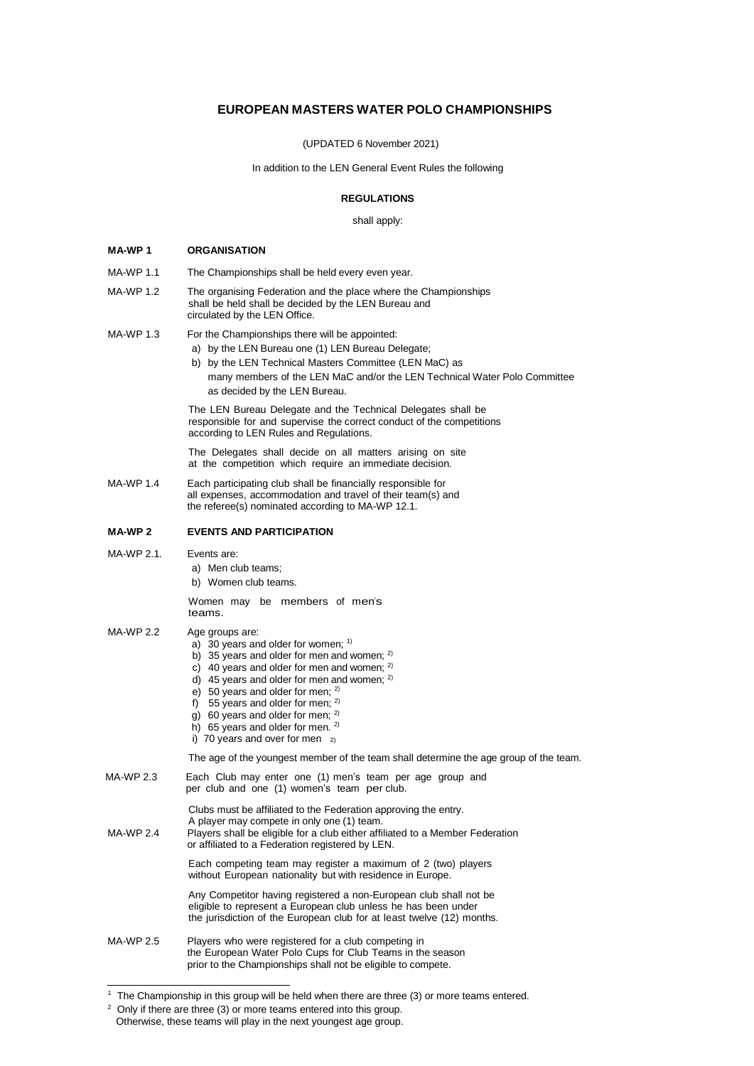# EUROPEAN MASTERS WATER POLO CHAMPIONSHIPS

(UPDATED 6 November 2021)

In addition to the LEN General Event Rules the following

**REGULATIONS**

shall apply:

## MA-WP 1 ORGANISATION

MA-WP 1.1 The Championships shall be held every even year.

MA-WP 1.2 The organising Federation and the place where the Championships shall be held shall be decided by the LEN Bureau and circulated by the LEN Office.

MA-WP 1.3 For the Championships there will be appointed:

a) by the LEN Bureau one (1) LEN Bureau Delegate;
b) by the LEN Technical Masters Committee (LEN MaC) as many members of the LEN MaC and/or the LEN Technical Water Polo Committee as decided by the LEN Bureau.

The LEN Bureau Delegate and the Technical Delegates shall be responsible for and supervise the correct conduct of the competitions according to LEN Rules and Regulations.

The Delegates shall decide on all matters arising on site at the competition which require an immediate decision.

MA-WP 1.4 Each participating club shall be financially responsible for all expenses, accommodation and travel of their team(s) and the referee(s) nominated according to MA-WP 12.1.

## MA-WP 2 EVENTS AND PARTICIPATION

MA-WP 2.1. Events are:

a) Men club teams;
b) Women club teams.

Women may be members of men's teams.

MA-WP 2.2 Age groups are:

a) 30 years and older for women; [1]
b) 35 years and older for men and women; [2]
c) 40 years and older for men and women; [2]
d) 45 years and older for men and women; [2]
e) 50 years and older for men; [2]
f) 55 years and older for men; [2]
g) 60 years and older for men; [2]
h) 65 years and older for men. [2]
i) 70 years and over for men [2]

The age of the youngest member of the team shall determine the age group of the team.

MA-WP 2.3 Each Club may enter one (1) men's team per age group and per club and one (1) women's team per club.

Clubs must be affiliated to the Federation approving the entry.
A player may compete in only one (1) team.

MA-WP 2.4 Players shall be eligible for a club either affiliated to a Member Federation or affiliated to a Federation registered by LEN.

Each competing team may register a maximum of 2 (two) players without European nationality but with residence in Europe.

Any Competitor having registered a non-European club shall not be eligible to represent a European club unless he has been under the jurisdiction of the European club for at least twelve (12) months.

MA-WP 2.5 Players who were registered for a club competing in the European Water Polo Cups for Club Teams in the season prior to the Championships shall not be eligible to compete.

---

[1] The Championship in this group will be held when there are three (3) or more teams entered.

[2] Only if there are three (3) or more teams entered into this group. Otherwise, these teams will play in the next youngest age group.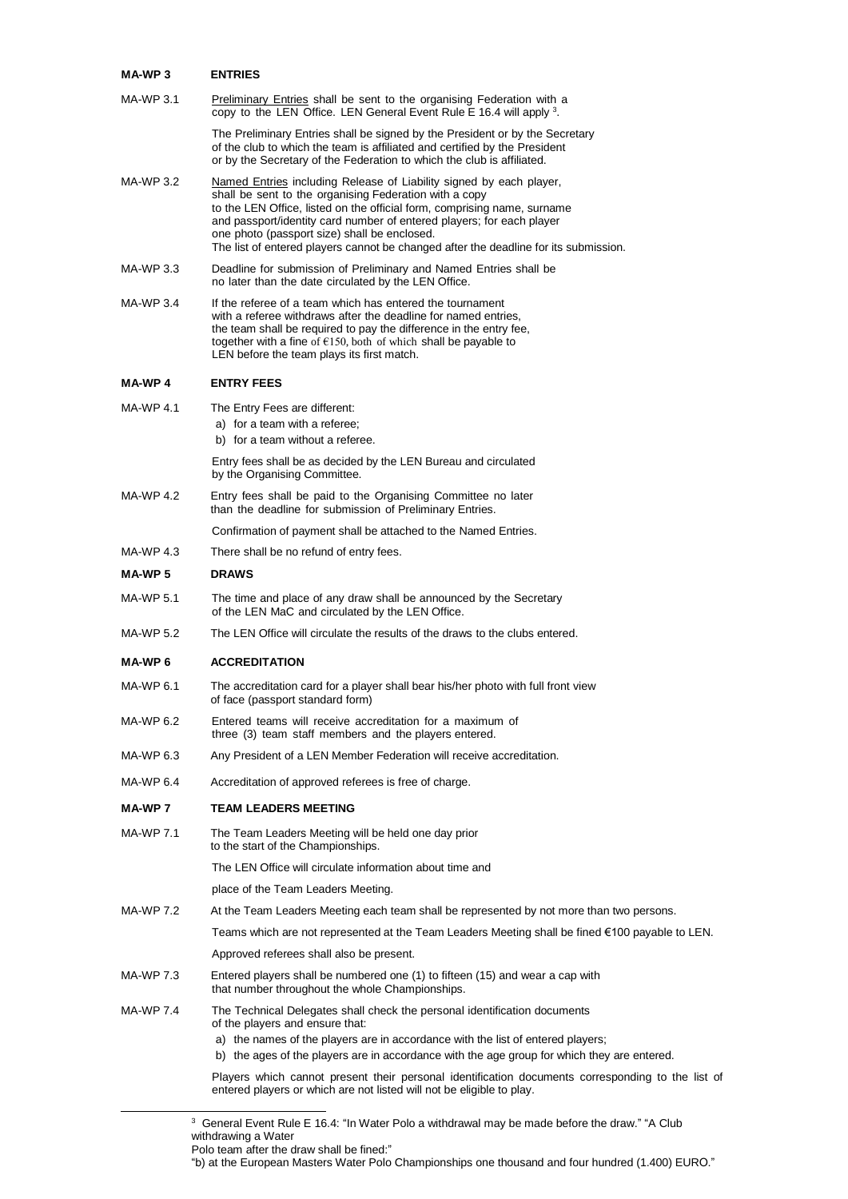## MA-WP 3 ENTRIES

**MA-WP 3.1** Preliminary Entries shall be sent to the organising Federation with a copy to the LEN Office. LEN General Event Rule E 16.4 will apply [3].

The Preliminary Entries shall be signed by the President or by the Secretary of the club to which the team is affiliated and certified by the President or by the Secretary of the Federation to which the club is affiliated.

**MA-WP 3.2** Named Entries including Release of Liability signed by each player, shall be sent to the organising Federation with a copy to the LEN Office, listed on the official form, comprising name, surname and passport/identity card number of entered players; for each player one photo (passport size) shall be enclosed.
The list of entered players cannot be changed after the deadline for its submission.

**MA-WP 3.3** Deadline for submission of Preliminary and Named Entries shall be no later than the date circulated by the LEN Office.

**MA-WP 3.4** If the referee of a team which has entered the tournament with a referee withdraws after the deadline for named entries, the team shall be required to pay the difference in the entry fee, together with a fine of €150, both of which shall be payable to LEN before the team plays its first match.

## MA-WP 4 ENTRY FEES

**MA-WP 4.1** The Entry Fees are different:

a) for a team with a referee;
b) for a team without a referee.

Entry fees shall be as decided by the LEN Bureau and circulated by the Organising Committee.

**MA-WP 4.2** Entry fees shall be paid to the Organising Committee no later than the deadline for submission of Preliminary Entries.

Confirmation of payment shall be attached to the Named Entries.

**MA-WP 4.3** There shall be no refund of entry fees.

## MA-WP 5 DRAWS

**MA-WP 5.1** The time and place of any draw shall be announced by the Secretary of the LEN MaC and circulated by the LEN Office.

**MA-WP 5.2** The LEN Office will circulate the results of the draws to the clubs entered.

## MA-WP 6 ACCREDITATION

**MA-WP 6.1** The accreditation card for a player shall bear his/her photo with full front view of face (passport standard form)

**MA-WP 6.2** Entered teams will receive accreditation for a maximum of three (3) team staff members and the players entered.

**MA-WP 6.3** Any President of a LEN Member Federation will receive accreditation.

**MA-WP 6.4** Accreditation of approved referees is free of charge.

## MA-WP 7 TEAM LEADERS MEETING

**MA-WP 7.1** The Team Leaders Meeting will be held one day prior to the start of the Championships.

The LEN Office will circulate information about time and

place of the Team Leaders Meeting.

**MA-WP 7.2** At the Team Leaders Meeting each team shall be represented by not more than two persons.

Teams which are not represented at the Team Leaders Meeting shall be fined €100 payable to LEN.

Approved referees shall also be present.

**MA-WP 7.3** Entered players shall be numbered one (1) to fifteen (15) and wear a cap with that number throughout the whole Championships.

**MA-WP 7.4** The Technical Delegates shall check the personal identification documents of the players and ensure that:

a) the names of the players are in accordance with the list of entered players;
b) the ages of the players are in accordance with the age group for which they are entered.

Players which cannot present their personal identification documents corresponding to the list of entered players or which are not listed will not be eligible to play.

---

[3] General Event Rule E 16.4: "In Water Polo a withdrawal may be made before the draw." "A Club withdrawing a Water
Polo team after the draw shall be fined:"
"b) at the European Masters Water Polo Championships one thousand and four hundred (1.400) EURO."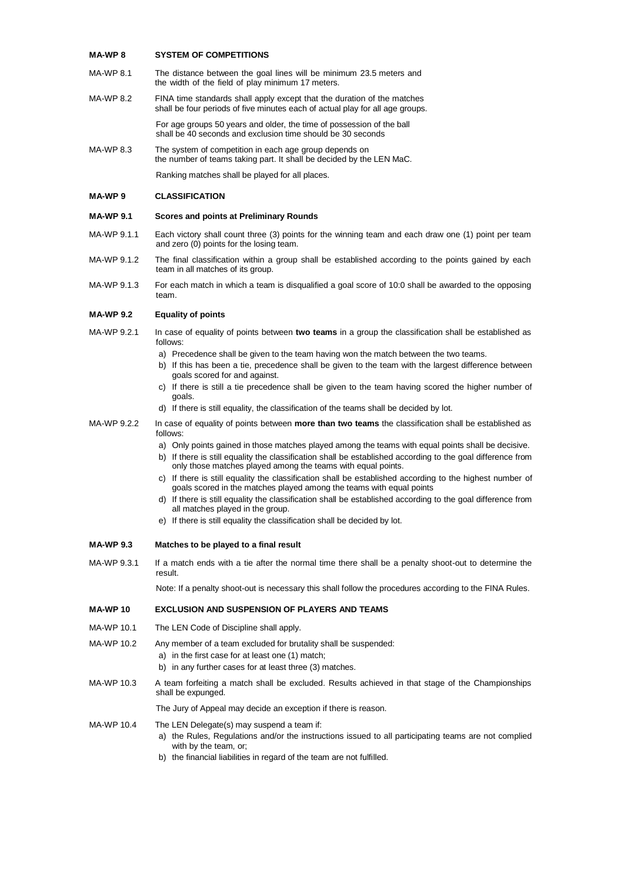## MA-WP 8 SYSTEM OF COMPETITIONS

MA-WP 8.1 The distance between the goal lines will be minimum 23.5 meters and the width of the field of play minimum 17 meters.

MA-WP 8.2 FINA time standards shall apply except that the duration of the matches shall be four periods of five minutes each of actual play for all age groups.

For age groups 50 years and older, the time of possession of the ball shall be 40 seconds and exclusion time should be 30 seconds

MA-WP 8.3 The system of competition in each age group depends on the number of teams taking part. It shall be decided by the LEN MaC.

Ranking matches shall be played for all places.

## MA-WP 9 CLASSIFICATION

### MA-WP 9.1 Scores and points at Preliminary Rounds

MA-WP 9.1.1 Each victory shall count three (3) points for the winning team and each draw one (1) point per team and zero (0) points for the losing team.

MA-WP 9.1.2 The final classification within a group shall be established according to the points gained by each team in all matches of its group.

MA-WP 9.1.3 For each match in which a team is disqualified a goal score of 10:0 shall be awarded to the opposing team.

### MA-WP 9.2 Equality of points

MA-WP 9.2.1 In case of equality of points between **two teams** in a group the classification shall be established as follows:

a) Precedence shall be given to the team having won the match between the two teams.
b) If this has been a tie, precedence shall be given to the team with the largest difference between goals scored for and against.
c) If there is still a tie precedence shall be given to the team having scored the higher number of goals.
d) If there is still equality, the classification of the teams shall be decided by lot.

MA-WP 9.2.2 In case of equality of points between **more than two teams** the classification shall be established as follows:

a) Only points gained in those matches played among the teams with equal points shall be decisive.
b) If there is still equality the classification shall be established according to the goal difference from only those matches played among the teams with equal points.
c) If there is still equality the classification shall be established according to the highest number of goals scored in the matches played among the teams with equal points
d) If there is still equality the classification shall be established according to the goal difference from all matches played in the group.
e) If there is still equality the classification shall be decided by lot.

### MA-WP 9.3 Matches to be played to a final result

MA-WP 9.3.1 If a match ends with a tie after the normal time there shall be a penalty shoot-out to determine the result.

Note: If a penalty shoot-out is necessary this shall follow the procedures according to the FINA Rules.

## MA-WP 10 EXCLUSION AND SUSPENSION OF PLAYERS AND TEAMS

MA-WP 10.1 The LEN Code of Discipline shall apply.

MA-WP 10.2 Any member of a team excluded for brutality shall be suspended:

a) in the first case for at least one (1) match;
b) in any further cases for at least three (3) matches.

MA-WP 10.3 A team forfeiting a match shall be excluded. Results achieved in that stage of the Championships shall be expunged.

The Jury of Appeal may decide an exception if there is reason.

MA-WP 10.4 The LEN Delegate(s) may suspend a team if:

a) the Rules, Regulations and/or the instructions issued to all participating teams are not complied with by the team, or;
b) the financial liabilities in regard of the team are not fulfilled.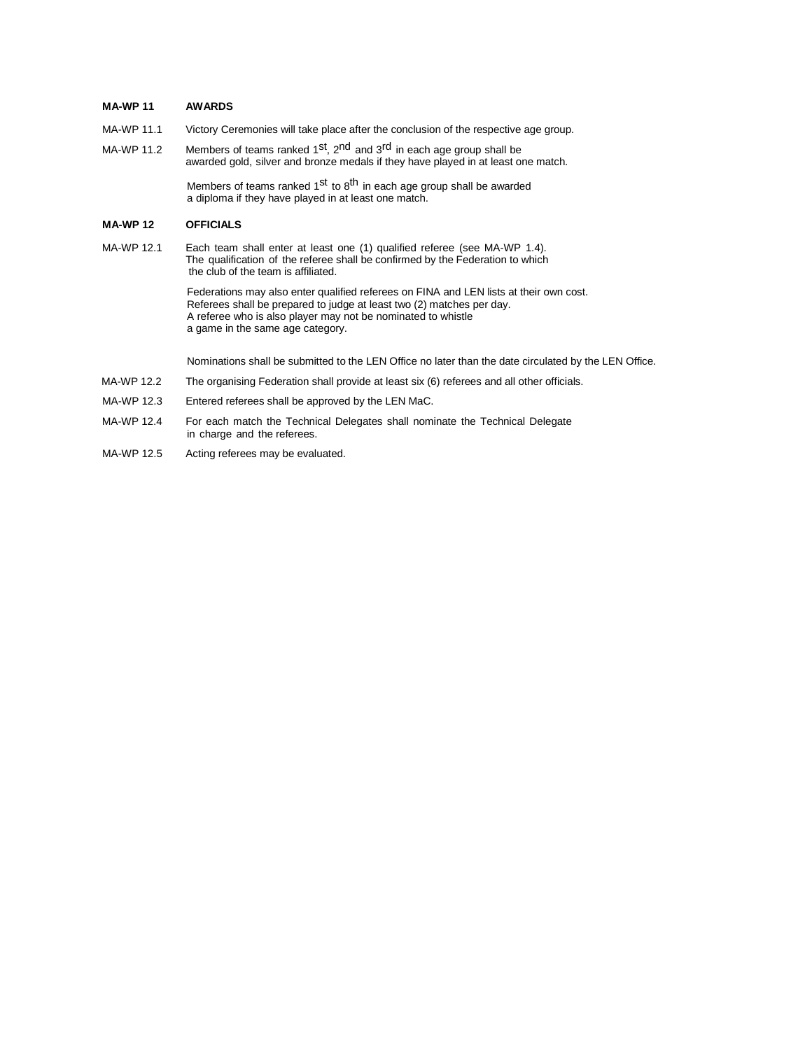**MA-WP 11 AWARDS**

MA-WP 11.1 Victory Ceremonies will take place after the conclusion of the respective age group.

MA-WP 11.2 Members of teams ranked 1st, 2nd and 3rd in each age group shall be awarded gold, silver and bronze medals if they have played in at least one match.

Members of teams ranked 1st to 8th in each age group shall be awarded a diploma if they have played in at least one match.

**MA-WP 12 OFFICIALS**

MA-WP 12.1 Each team shall enter at least one (1) qualified referee (see MA-WP 1.4). The qualification of the referee shall be confirmed by the Federation to which the club of the team is affiliated.

Federations may also enter qualified referees on FINA and LEN lists at their own cost. Referees shall be prepared to judge at least two (2) matches per day. A referee who is also player may not be nominated to whistle a game in the same age category.

Nominations shall be submitted to the LEN Office no later than the date circulated by the LEN Office.

MA-WP 12.2 The organising Federation shall provide at least six (6) referees and all other officials.

MA-WP 12.3 Entered referees shall be approved by the LEN MaC.

MA-WP 12.4 For each match the Technical Delegates shall nominate the Technical Delegate in charge and the referees.

MA-WP 12.5 Acting referees may be evaluated.